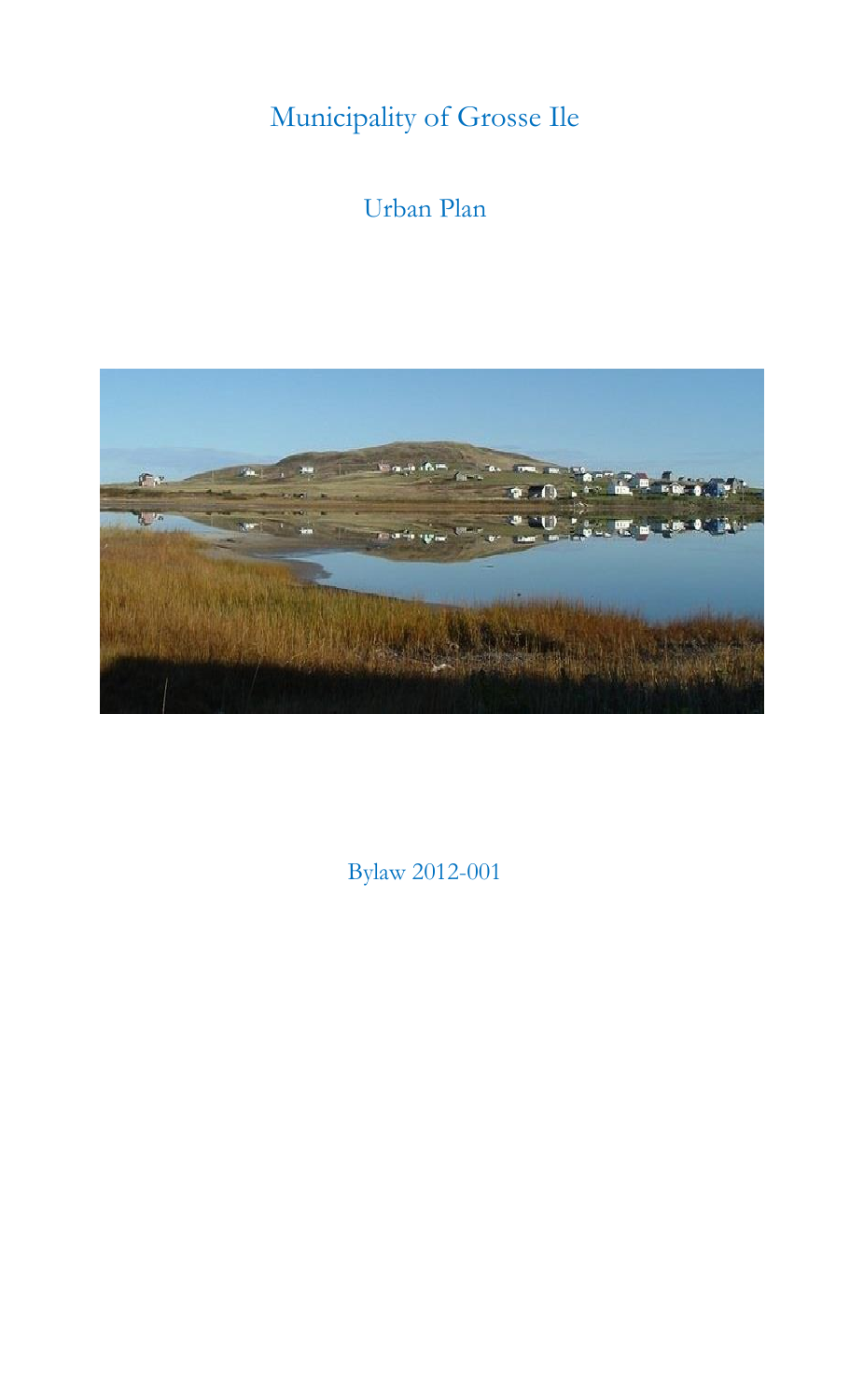# Municipality of Grosse Ile

## Urban Plan

Bylaw 2012-001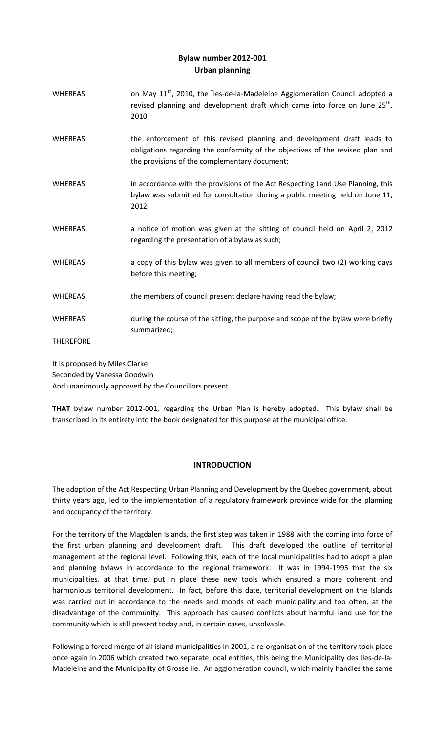## Bylaw number 2012-001
## Urban planning

| | |
|---|---|
| WHEREAS | on May 11th, 2010, the Îles-de-la-Madeleine Agglomeration Council adopted a revised planning and development draft which came into force on June 25th, 2010; |
| WHEREAS | the enforcement of this revised planning and development draft leads to obligations regarding the conformity of the objectives of the revised plan and the provisions of the complementary document; |
| WHEREAS | in accordance with the provisions of the Act Respecting Land Use Planning, this bylaw was submitted for consultation during a public meeting held on June 11, 2012; |
| WHEREAS | a notice of motion was given at the sitting of council held on April 2, 2012 regarding the presentation of a bylaw as such; |
| WHEREAS | a copy of this bylaw was given to all members of council two (2) working days before this meeting; |
| WHEREAS | the members of council present declare having read the bylaw; |
| WHEREAS | during the course of the sitting, the purpose and scope of the bylaw were briefly summarized; |
| THEREFORE | |

It is proposed by Miles Clarke
Seconded by Vanessa Goodwin
And unanimously approved by the Councillors present

**THAT** bylaw number 2012-001, regarding the Urban Plan is hereby adopted. This bylaw shall be transcribed in its entirety into the book designated for this purpose at the municipal office.

### INTRODUCTION

The adoption of the Act Respecting Urban Planning and Development by the Quebec government, about thirty years ago, led to the implementation of a regulatory framework province wide for the planning and occupancy of the territory.

For the territory of the Magdalen Islands, the first step was taken in 1988 with the coming into force of the first urban planning and development draft. This draft developed the outline of territorial management at the regional level. Following this, each of the local municipalities had to adopt a plan and planning bylaws in accordance to the regional framework. It was in 1994-1995 that the six municipalities, at that time, put in place these new tools which ensured a more coherent and harmonious territorial development. In fact, before this date, territorial development on the Islands was carried out in accordance to the needs and moods of each municipality and too often, at the disadvantage of the community. This approach has caused conflicts about harmful land use for the community which is still present today and, in certain cases, unsolvable.

Following a forced merge of all island municipalities in 2001, a re-organisation of the territory took place once again in 2006 which created two separate local entities, this being the Municipality des Iles-de-la-Madeleine and the Municipality of Grosse Ile. An agglomeration council, which mainly handles the same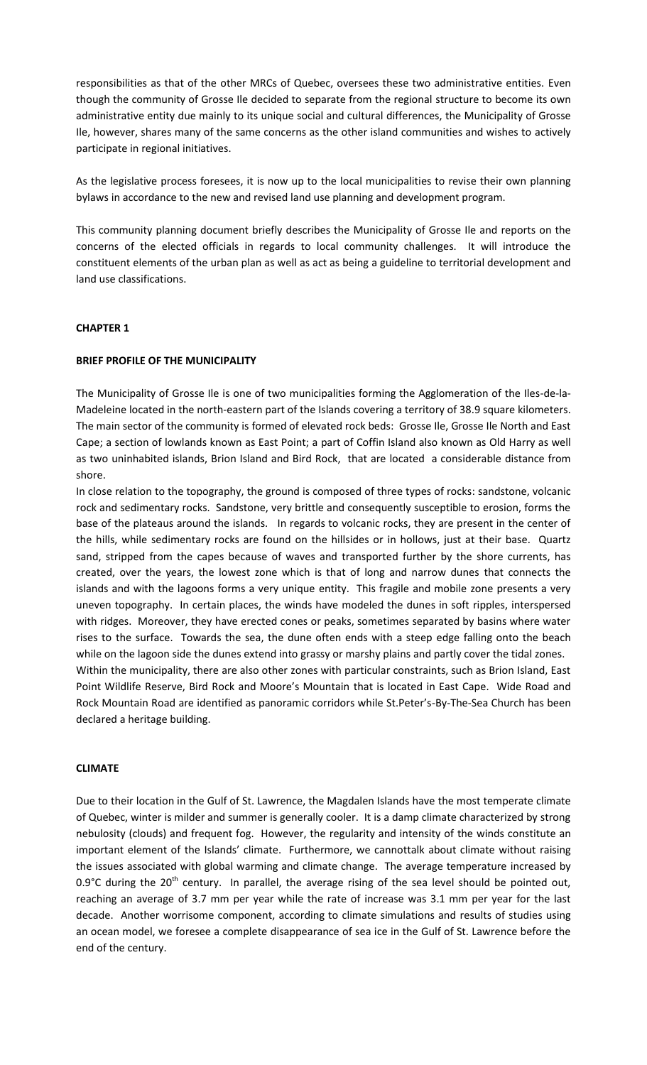responsibilities as that of the other MRCs of Quebec, oversees these two administrative entities. Even though the community of Grosse Ile decided to separate from the regional structure to become its own administrative entity due mainly to its unique social and cultural differences, the Municipality of Grosse Ile, however, shares many of the same concerns as the other island communities and wishes to actively participate in regional initiatives.

As the legislative process foresees, it is now up to the local municipalities to revise their own planning bylaws in accordance to the new and revised land use planning and development program.

This community planning document briefly describes the Municipality of Grosse Ile and reports on the concerns of the elected officials in regards to local community challenges. It will introduce the constituent elements of the urban plan as well as act as being a guideline to territorial development and land use classifications.

## CHAPTER 1

### BRIEF PROFILE OF THE MUNICIPALITY

The Municipality of Grosse Ile is one of two municipalities forming the Agglomeration of the Iles-de-la-Madeleine located in the north-eastern part of the Islands covering a territory of 38.9 square kilometers. The main sector of the community is formed of elevated rock beds: Grosse Ile, Grosse Ile North and East Cape; a section of lowlands known as East Point; a part of Coffin Island also known as Old Harry as well as two uninhabited islands, Brion Island and Bird Rock, that are located a considerable distance from shore.

In close relation to the topography, the ground is composed of three types of rocks: sandstone, volcanic rock and sedimentary rocks. Sandstone, very brittle and consequently susceptible to erosion, forms the base of the plateaus around the islands. In regards to volcanic rocks, they are present in the center of the hills, while sedimentary rocks are found on the hillsides or in hollows, just at their base. Quartz sand, stripped from the capes because of waves and transported further by the shore currents, has created, over the years, the lowest zone which is that of long and narrow dunes that connects the islands and with the lagoons forms a very unique entity. This fragile and mobile zone presents a very uneven topography. In certain places, the winds have modeled the dunes in soft ripples, interspersed with ridges. Moreover, they have erected cones or peaks, sometimes separated by basins where water rises to the surface. Towards the sea, the dune often ends with a steep edge falling onto the beach while on the lagoon side the dunes extend into grassy or marshy plains and partly cover the tidal zones.

Within the municipality, there are also other zones with particular constraints, such as Brion Island, East Point Wildlife Reserve, Bird Rock and Moore's Mountain that is located in East Cape. Wide Road and Rock Mountain Road are identified as panoramic corridors while St.Peter's-By-The-Sea Church has been declared a heritage building.

### CLIMATE

Due to their location in the Gulf of St. Lawrence, the Magdalen Islands have the most temperate climate of Quebec, winter is milder and summer is generally cooler. It is a damp climate characterized by strong nebulosity (clouds) and frequent fog. However, the regularity and intensity of the winds constitute an important element of the Islands' climate. Furthermore, we cannottalk about climate without raising the issues associated with global warming and climate change. The average temperature increased by 0.9°C during the 20th century. In parallel, the average rising of the sea level should be pointed out, reaching an average of 3.7 mm per year while the rate of increase was 3.1 mm per year for the last decade. Another worrisome component, according to climate simulations and results of studies using an ocean model, we foresee a complete disappearance of sea ice in the Gulf of St. Lawrence before the end of the century.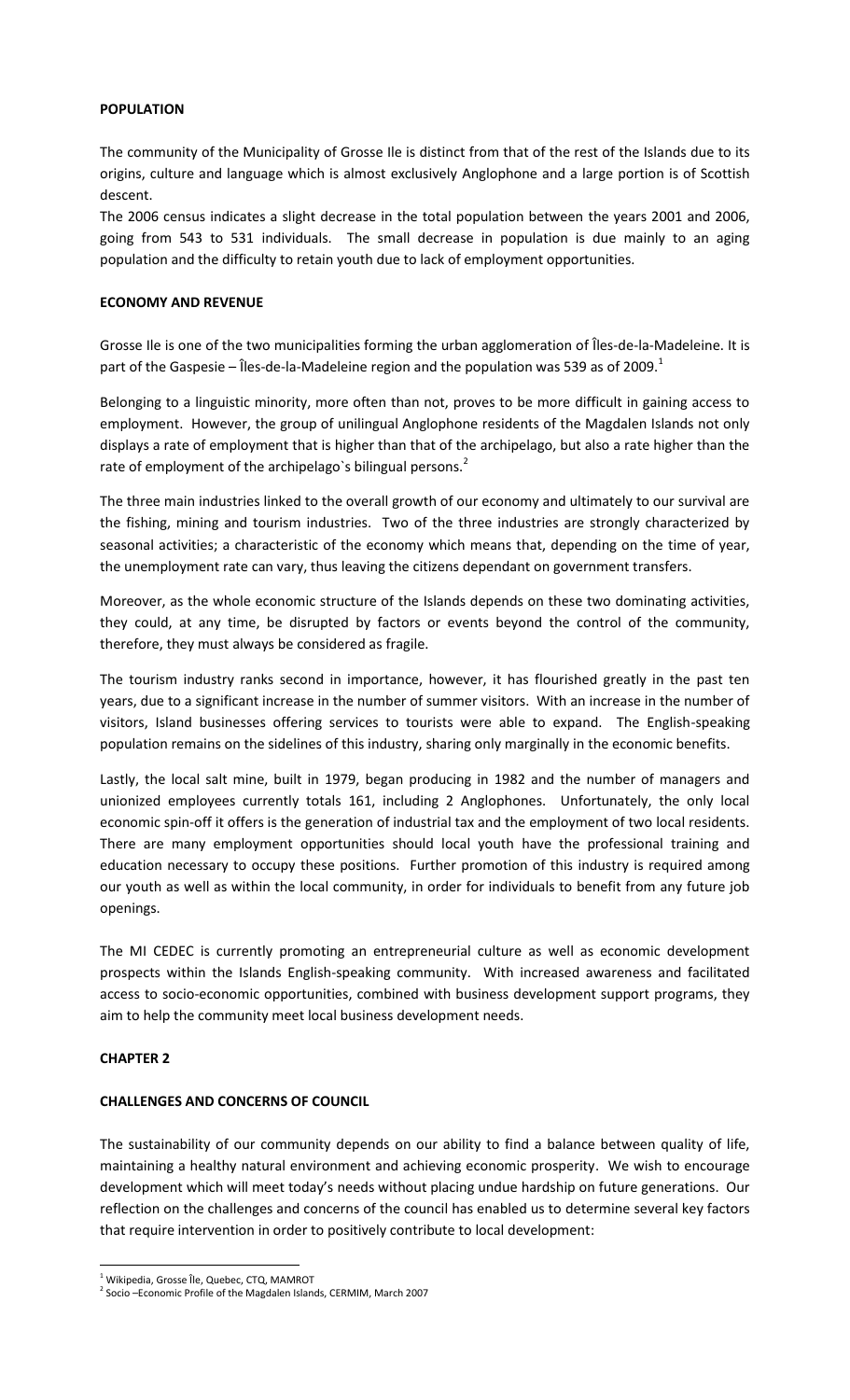## POPULATION

The community of the Municipality of Grosse Ile is distinct from that of the rest of the Islands due to its origins, culture and language which is almost exclusively Anglophone and a large portion is of Scottish descent.

The 2006 census indicates a slight decrease in the total population between the years 2001 and 2006, going from 543 to 531 individuals. The small decrease in population is due mainly to an aging population and the difficulty to retain youth due to lack of employment opportunities.

## ECONOMY AND REVENUE

Grosse Ile is one of the two municipalities forming the urban agglomeration of Îles-de-la-Madeleine. It is part of the Gaspesie – Îles-de-la-Madeleine region and the population was 539 as of 2009.[1]

Belonging to a linguistic minority, more often than not, proves to be more difficult in gaining access to employment. However, the group of unilingual Anglophone residents of the Magdalen Islands not only displays a rate of employment that is higher than that of the archipelago, but also a rate higher than the rate of employment of the archipelago`s bilingual persons.[2]

The three main industries linked to the overall growth of our economy and ultimately to our survival are the fishing, mining and tourism industries. Two of the three industries are strongly characterized by seasonal activities; a characteristic of the economy which means that, depending on the time of year, the unemployment rate can vary, thus leaving the citizens dependant on government transfers.

Moreover, as the whole economic structure of the Islands depends on these two dominating activities, they could, at any time, be disrupted by factors or events beyond the control of the community, therefore, they must always be considered as fragile.

The tourism industry ranks second in importance, however, it has flourished greatly in the past ten years, due to a significant increase in the number of summer visitors. With an increase in the number of visitors, Island businesses offering services to tourists were able to expand. The English-speaking population remains on the sidelines of this industry, sharing only marginally in the economic benefits.

Lastly, the local salt mine, built in 1979, began producing in 1982 and the number of managers and unionized employees currently totals 161, including 2 Anglophones. Unfortunately, the only local economic spin-off it offers is the generation of industrial tax and the employment of two local residents. There are many employment opportunities should local youth have the professional training and education necessary to occupy these positions. Further promotion of this industry is required among our youth as well as within the local community, in order for individuals to benefit from any future job openings.

The MI CEDEC is currently promoting an entrepreneurial culture as well as economic development prospects within the Islands English-speaking community. With increased awareness and facilitated access to socio-economic opportunities, combined with business development support programs, they aim to help the community meet local business development needs.

# CHAPTER 2

## CHALLENGES AND CONCERNS OF COUNCIL

The sustainability of our community depends on our ability to find a balance between quality of life, maintaining a healthy natural environment and achieving economic prosperity. We wish to encourage development which will meet today's needs without placing undue hardship on future generations. Our reflection on the challenges and concerns of the council has enabled us to determine several key factors that require intervention in order to positively contribute to local development:

---

[1] Wikipedia, Grosse Île, Quebec, CTQ, MAMROT

[2] Socio –Economic Profile of the Magdalen Islands, CERMIM, March 2007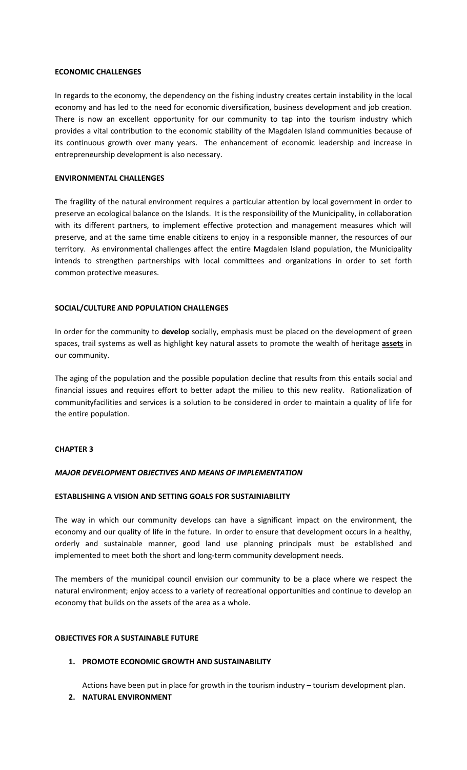**ECONOMIC CHALLENGES**

In regards to the economy, the dependency on the fishing industry creates certain instability in the local economy and has led to the need for economic diversification, business development and job creation. There is now an excellent opportunity for our community to tap into the tourism industry which provides a vital contribution to the economic stability of the Magdalen Island communities because of its continuous growth over many years. The enhancement of economic leadership and increase in entrepreneurship development is also necessary.

**ENVIRONMENTAL CHALLENGES**

The fragility of the natural environment requires a particular attention by local government in order to preserve an ecological balance on the Islands. It is the responsibility of the Municipality, in collaboration with its different partners, to implement effective protection and management measures which will preserve, and at the same time enable citizens to enjoy in a responsible manner, the resources of our territory. As environmental challenges affect the entire Magdalen Island population, the Municipality intends to strengthen partnerships with local committees and organizations in order to set forth common protective measures.

**SOCIAL/CULTURE AND POPULATION CHALLENGES**

In order for the community to **develop** socially, emphasis must be placed on the development of green spaces, trail systems as well as highlight key natural assets to promote the wealth of heritage <u>**assets**</u> in our community.

The aging of the population and the possible population decline that results from this entails social and financial issues and requires effort to better adapt the milieu to this new reality. Rationalization of communityfacilities and services is a solution to be considered in order to maintain a quality of life for the entire population.

## CHAPTER 3

***MAJOR DEVELOPMENT OBJECTIVES AND MEANS OF IMPLEMENTATION***

**ESTABLISHING A VISION AND SETTING GOALS FOR SUSTAINIABILITY**

The way in which our community develops can have a significant impact on the environment, the economy and our quality of life in the future. In order to ensure that development occurs in a healthy, orderly and sustainable manner, good land use planning principals must be established and implemented to meet both the short and long-term community development needs.

The members of the municipal council envision our community to be a place where we respect the natural environment; enjoy access to a variety of recreational opportunities and continue to develop an economy that builds on the assets of the area as a whole.

**OBJECTIVES FOR A SUSTAINABLE FUTURE**

1. **PROMOTE ECONOMIC GROWTH AND SUSTAINABILITY**

   Actions have been put in place for growth in the tourism industry – tourism development plan.

2. **NATURAL ENVIRONMENT**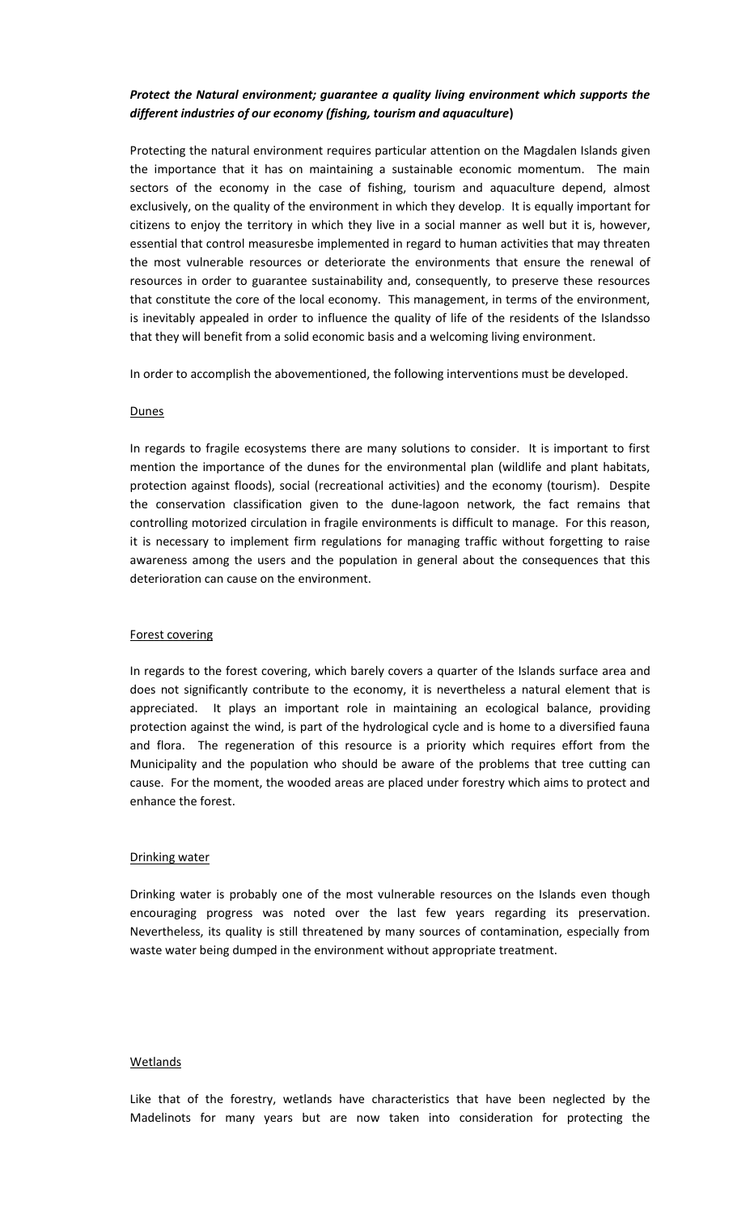***Protect the Natural environment; guarantee a quality living environment which supports the different industries of our economy (fishing, tourism and aquaculture*)**

Protecting the natural environment requires particular attention on the Magdalen Islands given the importance that it has on maintaining a sustainable economic momentum. The main sectors of the economy in the case of fishing, tourism and aquaculture depend, almost exclusively, on the quality of the environment in which they develop. It is equally important for citizens to enjoy the territory in which they live in a social manner as well but it is, however, essential that control measuresbe implemented in regard to human activities that may threaten the most vulnerable resources or deteriorate the environments that ensure the renewal of resources in order to guarantee sustainability and, consequently, to preserve these resources that constitute the core of the local economy. This management, in terms of the environment, is inevitably appealed in order to influence the quality of life of the residents of the Islandsso that they will benefit from a solid economic basis and a welcoming living environment.

In order to accomplish the abovementioned, the following interventions must be developed.

Dunes

In regards to fragile ecosystems there are many solutions to consider. It is important to first mention the importance of the dunes for the environmental plan (wildlife and plant habitats, protection against floods), social (recreational activities) and the economy (tourism). Despite the conservation classification given to the dune-lagoon network, the fact remains that controlling motorized circulation in fragile environments is difficult to manage. For this reason, it is necessary to implement firm regulations for managing traffic without forgetting to raise awareness among the users and the population in general about the consequences that this deterioration can cause on the environment.

Forest covering

In regards to the forest covering, which barely covers a quarter of the Islands surface area and does not significantly contribute to the economy, it is nevertheless a natural element that is appreciated. It plays an important role in maintaining an ecological balance, providing protection against the wind, is part of the hydrological cycle and is home to a diversified fauna and flora. The regeneration of this resource is a priority which requires effort from the Municipality and the population who should be aware of the problems that tree cutting can cause. For the moment, the wooded areas are placed under forestry which aims to protect and enhance the forest.

Drinking water

Drinking water is probably one of the most vulnerable resources on the Islands even though encouraging progress was noted over the last few years regarding its preservation. Nevertheless, its quality is still threatened by many sources of contamination, especially from waste water being dumped in the environment without appropriate treatment.

Wetlands

Like that of the forestry, wetlands have characteristics that have been neglected by the Madelinots for many years but are now taken into consideration for protecting the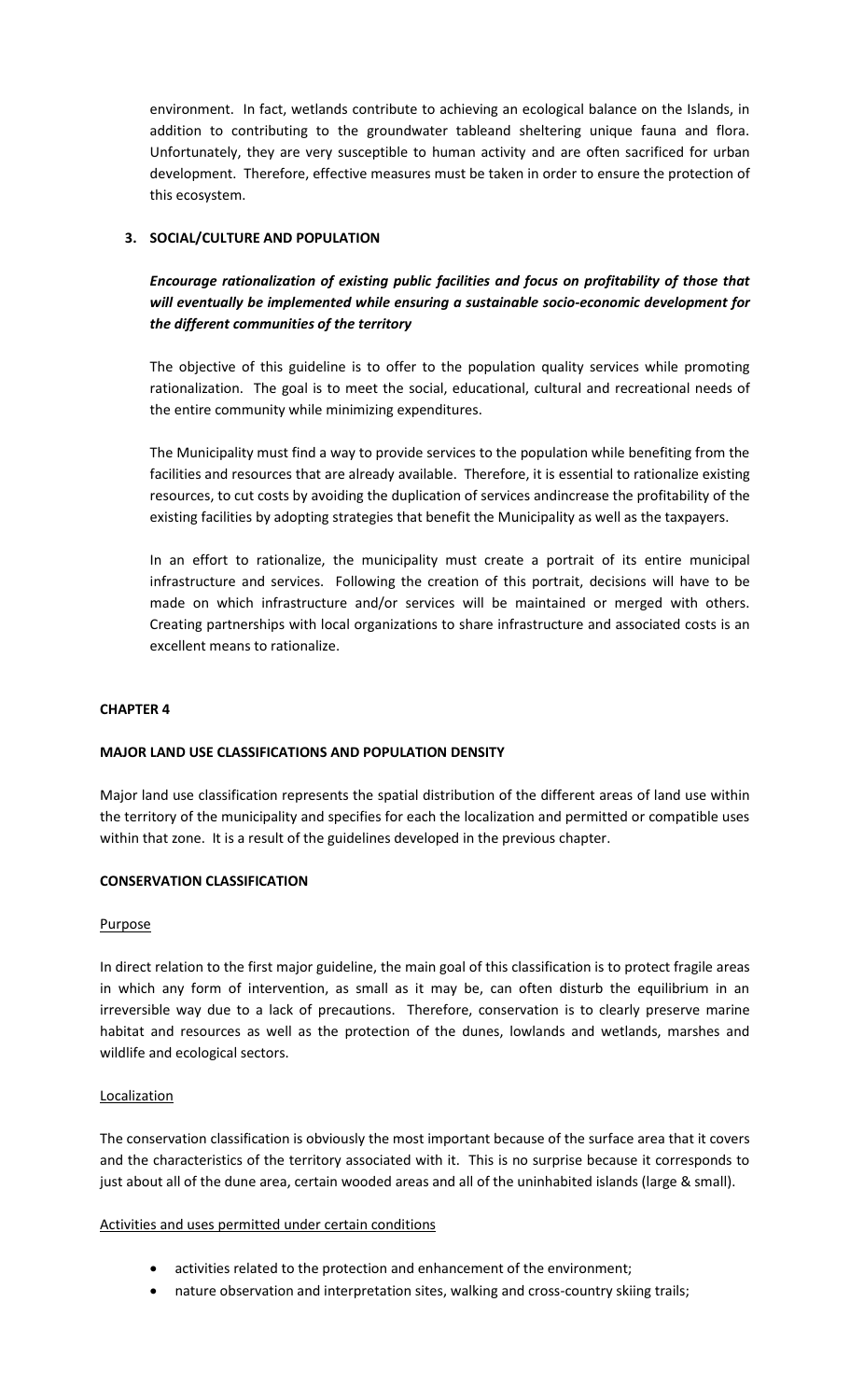environment. In fact, wetlands contribute to achieving an ecological balance on the Islands, in addition to contributing to the groundwater tableand sheltering unique fauna and flora. Unfortunately, they are very susceptible to human activity and are often sacrificed for urban development. Therefore, effective measures must be taken in order to ensure the protection of this ecosystem.

### 3. SOCIAL/CULTURE AND POPULATION

***Encourage rationalization of existing public facilities and focus on profitability of those that will eventually be implemented while ensuring a sustainable socio-economic development for the different communities of the territory***

The objective of this guideline is to offer to the population quality services while promoting rationalization. The goal is to meet the social, educational, cultural and recreational needs of the entire community while minimizing expenditures.

The Municipality must find a way to provide services to the population while benefiting from the facilities and resources that are already available. Therefore, it is essential to rationalize existing resources, to cut costs by avoiding the duplication of services andincrease the profitability of the existing facilities by adopting strategies that benefit the Municipality as well as the taxpayers.

In an effort to rationalize, the municipality must create a portrait of its entire municipal infrastructure and services. Following the creation of this portrait, decisions will have to be made on which infrastructure and/or services will be maintained or merged with others. Creating partnerships with local organizations to share infrastructure and associated costs is an excellent means to rationalize.

## CHAPTER 4

## MAJOR LAND USE CLASSIFICATIONS AND POPULATION DENSITY

Major land use classification represents the spatial distribution of the different areas of land use within the territory of the municipality and specifies for each the localization and permitted or compatible uses within that zone. It is a result of the guidelines developed in the previous chapter.

### CONSERVATION CLASSIFICATION

#### Purpose

In direct relation to the first major guideline, the main goal of this classification is to protect fragile areas in which any form of intervention, as small as it may be, can often disturb the equilibrium in an irreversible way due to a lack of precautions. Therefore, conservation is to clearly preserve marine habitat and resources as well as the protection of the dunes, lowlands and wetlands, marshes and wildlife and ecological sectors.

#### Localization

The conservation classification is obviously the most important because of the surface area that it covers and the characteristics of the territory associated with it. This is no surprise because it corresponds to just about all of the dune area, certain wooded areas and all of the uninhabited islands (large & small).

#### Activities and uses permitted under certain conditions

- activities related to the protection and enhancement of the environment;
- nature observation and interpretation sites, walking and cross-country skiing trails;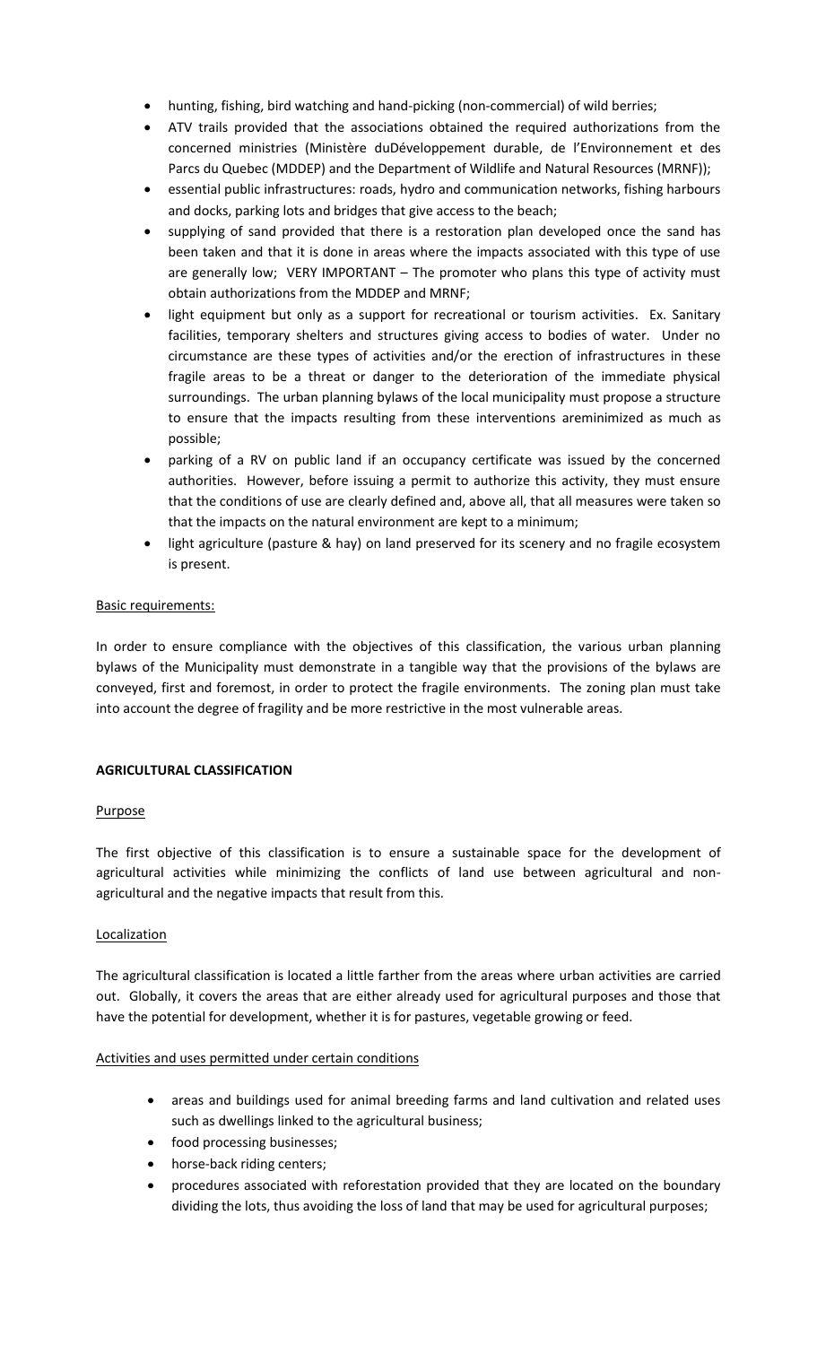- hunting, fishing, bird watching and hand-picking (non-commercial) of wild berries;
- ATV trails provided that the associations obtained the required authorizations from the concerned ministries (Ministère duDéveloppement durable, de l'Environnement et des Parcs du Quebec (MDDEP) and the Department of Wildlife and Natural Resources (MRNF));
- essential public infrastructures: roads, hydro and communication networks, fishing harbours and docks, parking lots and bridges that give access to the beach;
- supplying of sand provided that there is a restoration plan developed once the sand has been taken and that it is done in areas where the impacts associated with this type of use are generally low; VERY IMPORTANT – The promoter who plans this type of activity must obtain authorizations from the MDDEP and MRNF;
- light equipment but only as a support for recreational or tourism activities. Ex. Sanitary facilities, temporary shelters and structures giving access to bodies of water. Under no circumstance are these types of activities and/or the erection of infrastructures in these fragile areas to be a threat or danger to the deterioration of the immediate physical surroundings. The urban planning bylaws of the local municipality must propose a structure to ensure that the impacts resulting from these interventions areminimized as much as possible;
- parking of a RV on public land if an occupancy certificate was issued by the concerned authorities. However, before issuing a permit to authorize this activity, they must ensure that the conditions of use are clearly defined and, above all, that all measures were taken so that the impacts on the natural environment are kept to a minimum;
- light agriculture (pasture & hay) on land preserved for its scenery and no fragile ecosystem is present.

Basic requirements:

In order to ensure compliance with the objectives of this classification, the various urban planning bylaws of the Municipality must demonstrate in a tangible way that the provisions of the bylaws are conveyed, first and foremost, in order to protect the fragile environments. The zoning plan must take into account the degree of fragility and be more restrictive in the most vulnerable areas.

**AGRICULTURAL CLASSIFICATION**

Purpose

The first objective of this classification is to ensure a sustainable space for the development of agricultural activities while minimizing the conflicts of land use between agricultural and non-agricultural and the negative impacts that result from this.

Localization

The agricultural classification is located a little farther from the areas where urban activities are carried out. Globally, it covers the areas that are either already used for agricultural purposes and those that have the potential for development, whether it is for pastures, vegetable growing or feed.

Activities and uses permitted under certain conditions

- areas and buildings used for animal breeding farms and land cultivation and related uses such as dwellings linked to the agricultural business;
- food processing businesses;
- horse-back riding centers;
- procedures associated with reforestation provided that they are located on the boundary dividing the lots, thus avoiding the loss of land that may be used for agricultural purposes;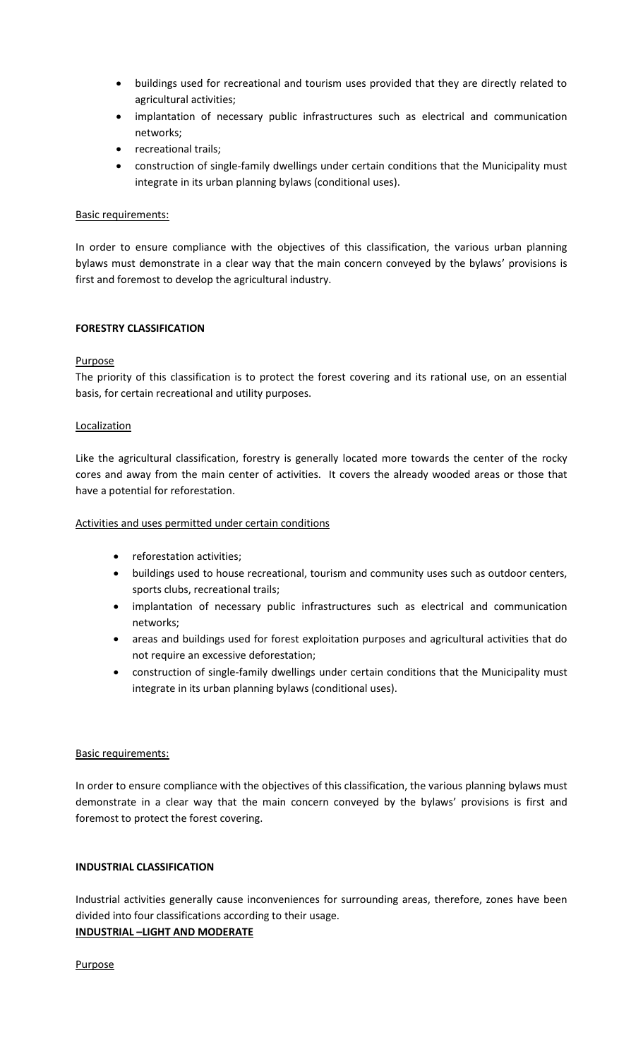- buildings used for recreational and tourism uses provided that they are directly related to agricultural activities;
- implantation of necessary public infrastructures such as electrical and communication networks;
- recreational trails;
- construction of single-family dwellings under certain conditions that the Municipality must integrate in its urban planning bylaws (conditional uses).

Basic requirements:

In order to ensure compliance with the objectives of this classification, the various urban planning bylaws must demonstrate in a clear way that the main concern conveyed by the bylaws' provisions is first and foremost to develop the agricultural industry.

**FORESTRY CLASSIFICATION**

Purpose

The priority of this classification is to protect the forest covering and its rational use, on an essential basis, for certain recreational and utility purposes.

Localization

Like the agricultural classification, forestry is generally located more towards the center of the rocky cores and away from the main center of activities. It covers the already wooded areas or those that have a potential for reforestation.

Activities and uses permitted under certain conditions

- reforestation activities;
- buildings used to house recreational, tourism and community uses such as outdoor centers, sports clubs, recreational trails;
- implantation of necessary public infrastructures such as electrical and communication networks;
- areas and buildings used for forest exploitation purposes and agricultural activities that do not require an excessive deforestation;
- construction of single-family dwellings under certain conditions that the Municipality must integrate in its urban planning bylaws (conditional uses).

Basic requirements:

In order to ensure compliance with the objectives of this classification, the various planning bylaws must demonstrate in a clear way that the main concern conveyed by the bylaws' provisions is first and foremost to protect the forest covering.

**INDUSTRIAL CLASSIFICATION**

Industrial activities generally cause inconveniences for surrounding areas, therefore, zones have been divided into four classifications according to their usage.

**INDUSTRIAL –LIGHT AND MODERATE**

Purpose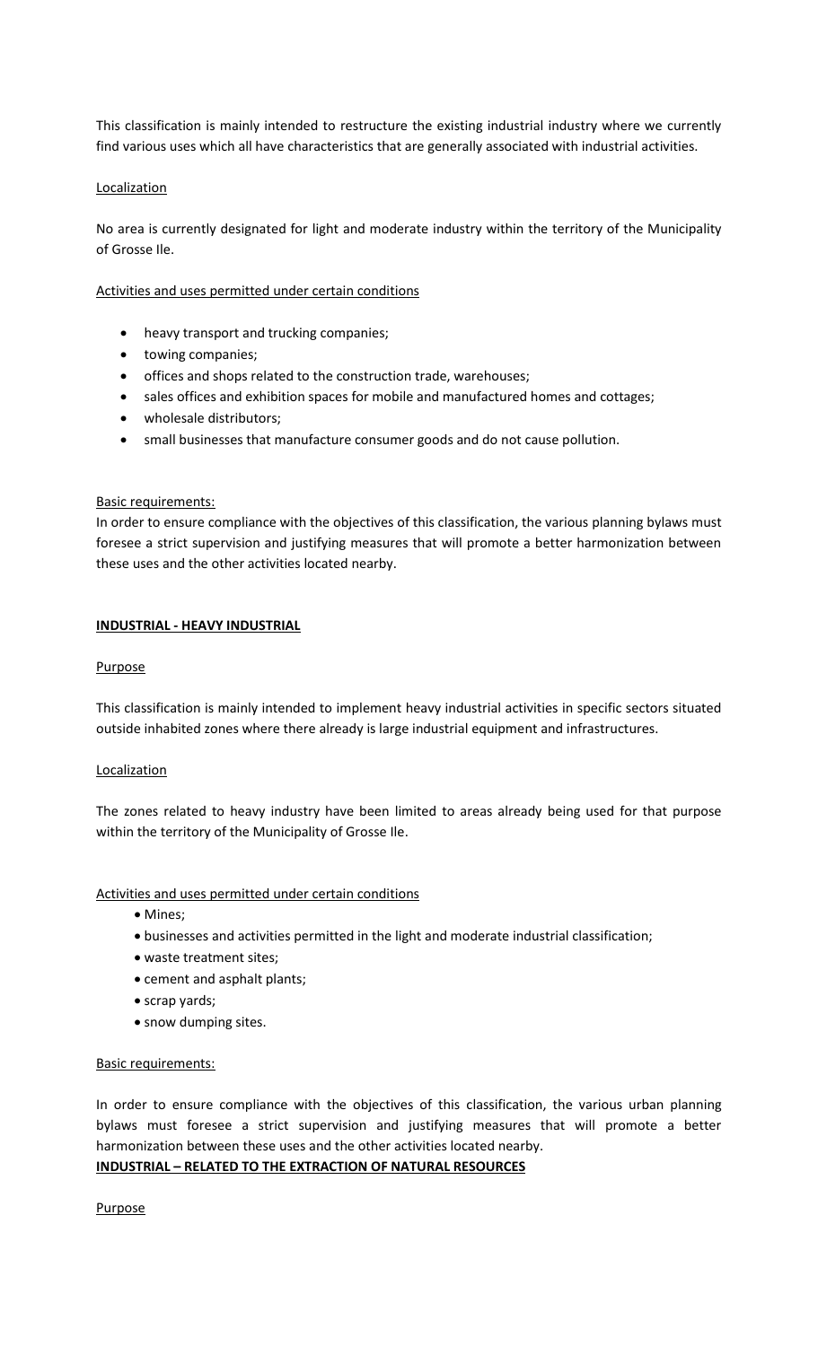This classification is mainly intended to restructure the existing industrial industry where we currently find various uses which all have characteristics that are generally associated with industrial activities.

Localization

No area is currently designated for light and moderate industry within the territory of the Municipality of Grosse Ile.

Activities and uses permitted under certain conditions

- heavy transport and trucking companies;
- towing companies;
- offices and shops related to the construction trade, warehouses;
- sales offices and exhibition spaces for mobile and manufactured homes and cottages;
- wholesale distributors;
- small businesses that manufacture consumer goods and do not cause pollution.

Basic requirements:

In order to ensure compliance with the objectives of this classification, the various planning bylaws must foresee a strict supervision and justifying measures that will promote a better harmonization between these uses and the other activities located nearby.

**INDUSTRIAL - HEAVY INDUSTRIAL**

Purpose

This classification is mainly intended to implement heavy industrial activities in specific sectors situated outside inhabited zones where there already is large industrial equipment and infrastructures.

Localization

The zones related to heavy industry have been limited to areas already being used for that purpose within the territory of the Municipality of Grosse Ile.

Activities and uses permitted under certain conditions

- Mines;
- businesses and activities permitted in the light and moderate industrial classification;
- waste treatment sites;
- cement and asphalt plants;
- scrap yards;
- snow dumping sites.

Basic requirements:

In order to ensure compliance with the objectives of this classification, the various urban planning bylaws must foresee a strict supervision and justifying measures that will promote a better harmonization between these uses and the other activities located nearby.

**INDUSTRIAL – RELATED TO THE EXTRACTION OF NATURAL RESOURCES**

Purpose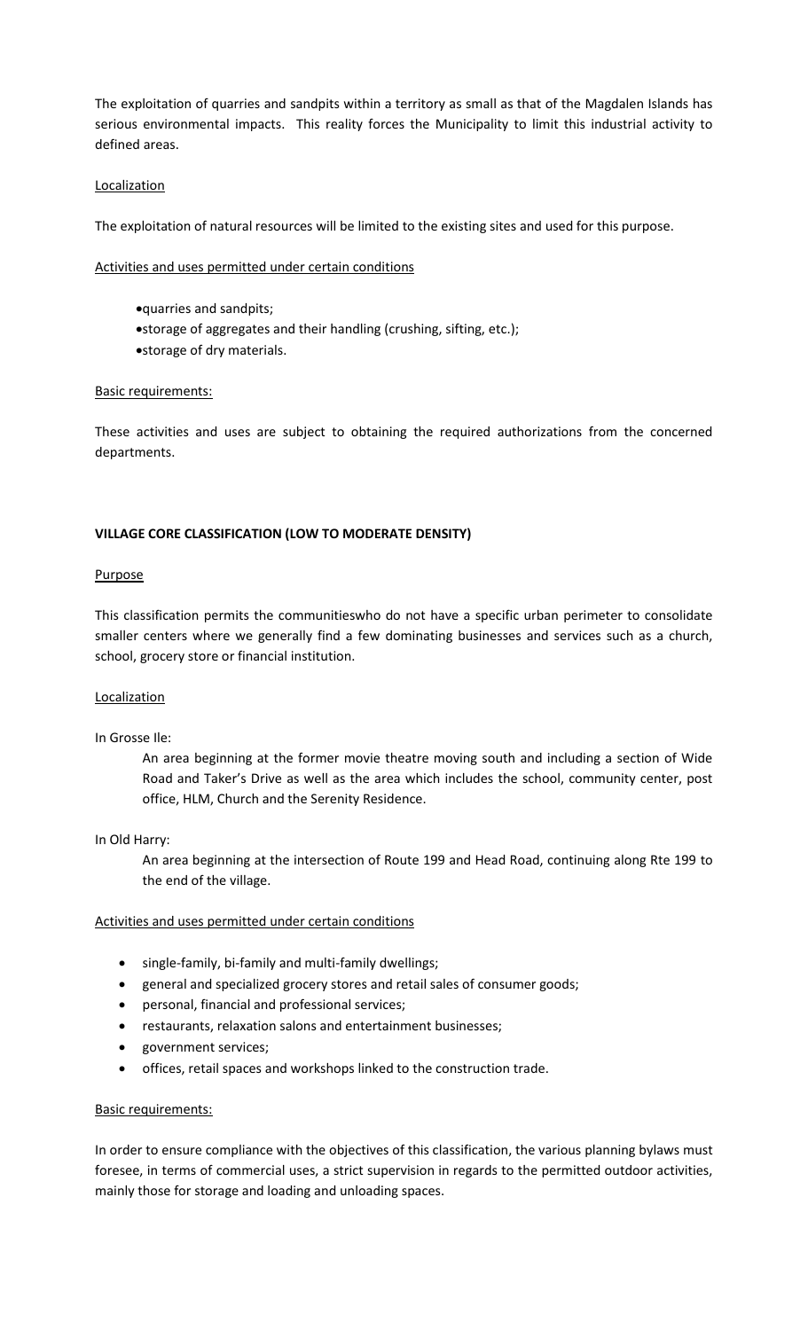The exploitation of quarries and sandpits within a territory as small as that of the Magdalen Islands has serious environmental impacts. This reality forces the Municipality to limit this industrial activity to defined areas.

Localization

The exploitation of natural resources will be limited to the existing sites and used for this purpose.

Activities and uses permitted under certain conditions

- quarries and sandpits;
- storage of aggregates and their handling (crushing, sifting, etc.);
- storage of dry materials.

Basic requirements:

These activities and uses are subject to obtaining the required authorizations from the concerned departments.

## VILLAGE CORE CLASSIFICATION (LOW TO MODERATE DENSITY)

Purpose

This classification permits the communitieswho do not have a specific urban perimeter to consolidate smaller centers where we generally find a few dominating businesses and services such as a church, school, grocery store or financial institution.

Localization

In Grosse Ile:

An area beginning at the former movie theatre moving south and including a section of Wide Road and Taker's Drive as well as the area which includes the school, community center, post office, HLM, Church and the Serenity Residence.

In Old Harry:

An area beginning at the intersection of Route 199 and Head Road, continuing along Rte 199 to the end of the village.

Activities and uses permitted under certain conditions

- single-family, bi-family and multi-family dwellings;
- general and specialized grocery stores and retail sales of consumer goods;
- personal, financial and professional services;
- restaurants, relaxation salons and entertainment businesses;
- government services;
- offices, retail spaces and workshops linked to the construction trade.

Basic requirements:

In order to ensure compliance with the objectives of this classification, the various planning bylaws must foresee, in terms of commercial uses, a strict supervision in regards to the permitted outdoor activities, mainly those for storage and loading and unloading spaces.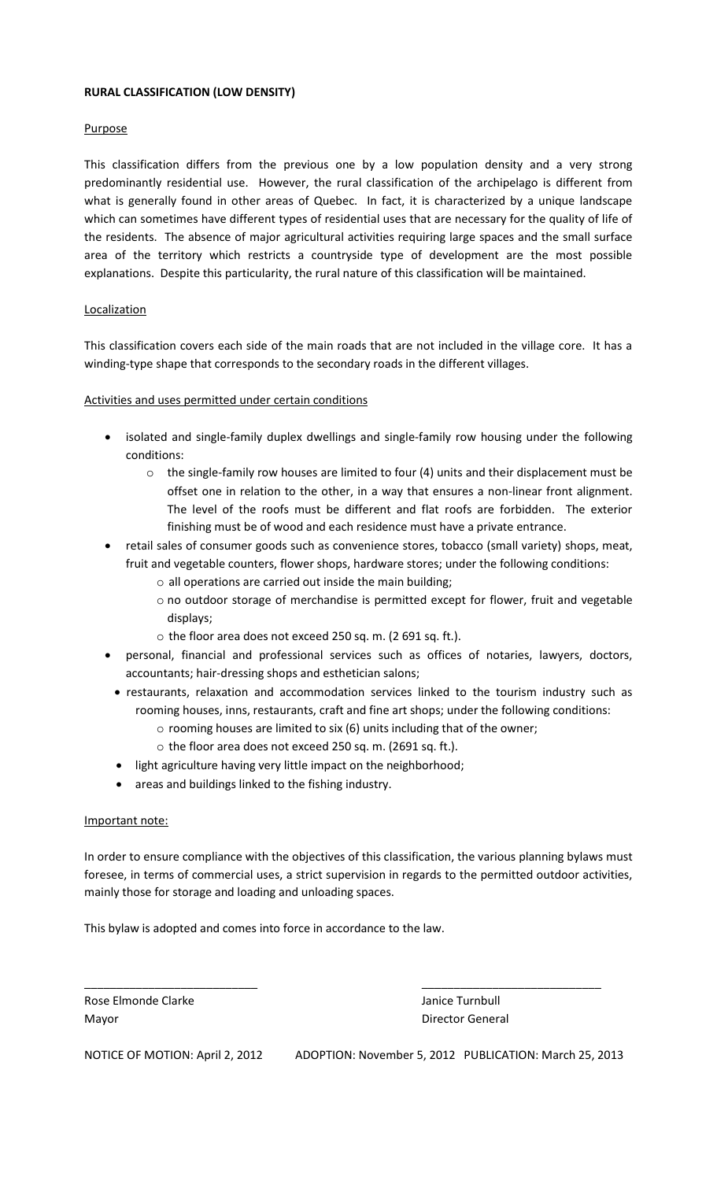**RURAL CLASSIFICATION (LOW DENSITY)**

Purpose

This classification differs from the previous one by a low population density and a very strong predominantly residential use. However, the rural classification of the archipelago is different from what is generally found in other areas of Quebec. In fact, it is characterized by a unique landscape which can sometimes have different types of residential uses that are necessary for the quality of life of the residents. The absence of major agricultural activities requiring large spaces and the small surface area of the territory which restricts a countryside type of development are the most possible explanations. Despite this particularity, the rural nature of this classification will be maintained.

Localization

This classification covers each side of the main roads that are not included in the village core. It has a winding-type shape that corresponds to the secondary roads in the different villages.

Activities and uses permitted under certain conditions

- isolated and single-family duplex dwellings and single-family row housing under the following conditions:
  - the single-family row houses are limited to four (4) units and their displacement must be offset one in relation to the other, in a way that ensures a non-linear front alignment. The level of the roofs must be different and flat roofs are forbidden. The exterior finishing must be of wood and each residence must have a private entrance.
- retail sales of consumer goods such as convenience stores, tobacco (small variety) shops, meat, fruit and vegetable counters, flower shops, hardware stores; under the following conditions:
  - all operations are carried out inside the main building;
  - no outdoor storage of merchandise is permitted except for flower, fruit and vegetable displays;
  - the floor area does not exceed 250 sq. m. (2 691 sq. ft.).
- personal, financial and professional services such as offices of notaries, lawyers, doctors, accountants; hair-dressing shops and esthetician salons;
- restaurants, relaxation and accommodation services linked to the tourism industry such as rooming houses, inns, restaurants, craft and fine art shops; under the following conditions:
  - rooming houses are limited to six (6) units including that of the owner;
  - the floor area does not exceed 250 sq. m. (2691 sq. ft.).
- light agriculture having very little impact on the neighborhood;
- areas and buildings linked to the fishing industry.

Important note:

In order to ensure compliance with the objectives of this classification, the various planning bylaws must foresee, in terms of commercial uses, a strict supervision in regards to the permitted outdoor activities, mainly those for storage and loading and unloading spaces.

This bylaw is adopted and comes into force in accordance to the law.

\_\_\_\_\_\_\_\_\_\_\_\_\_\_\_\_\_\_\_\_\_\_\_\_\_\_\_ \_\_\_\_\_\_\_\_\_\_\_\_\_\_\_\_\_\_\_\_\_\_\_\_\_\_\_\_

Rose Elmonde Clarke
Mayor

Janice Turnbull
Director General

NOTICE OF MOTION: April 2, 2012 ADOPTION: November 5, 2012 PUBLICATION: March 25, 2013